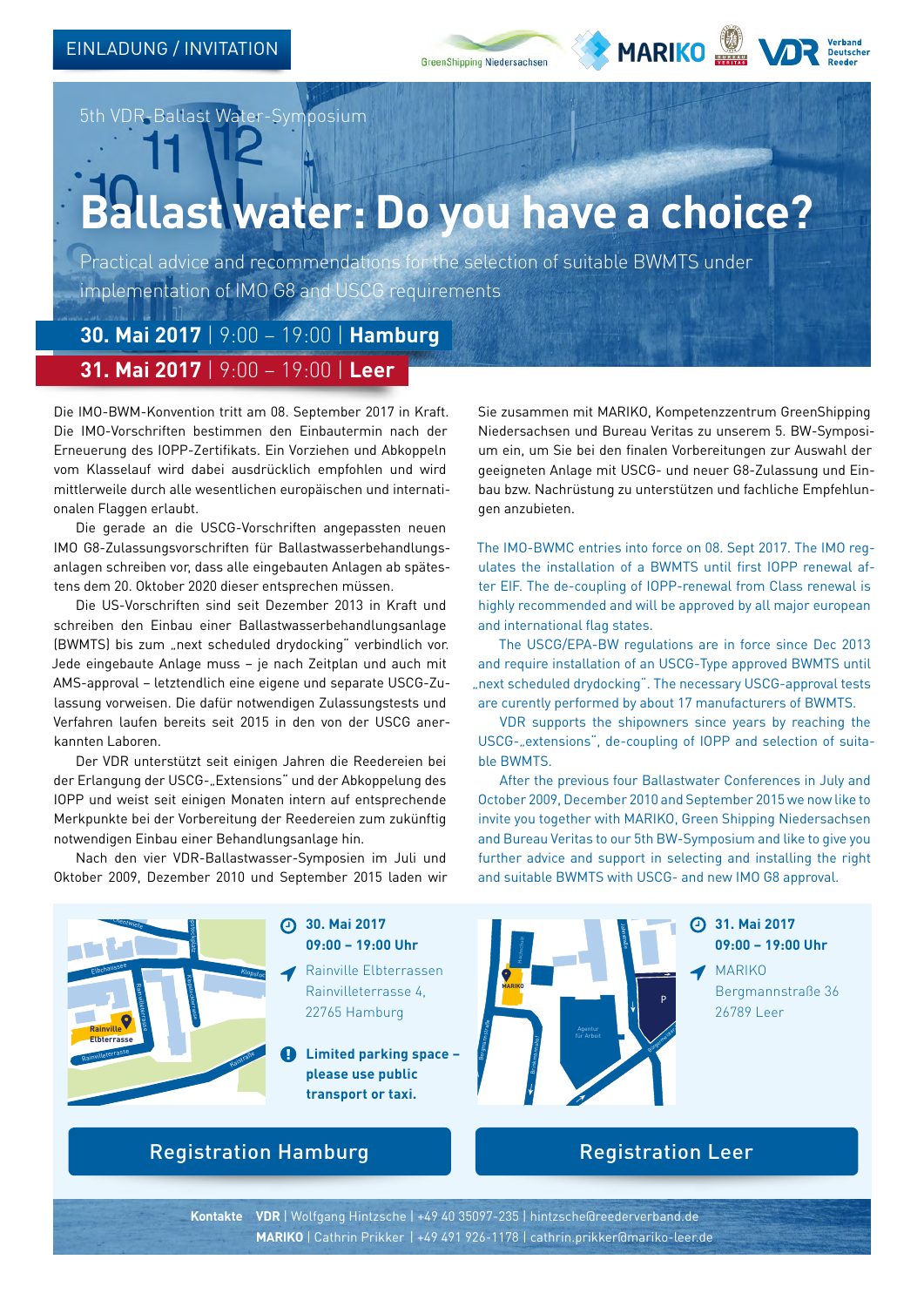EINLADUNG / INVITATION

GreenShipping Niedersachsen | MARIKO | Bureau Veritas | VDR Verband Deutscher Reeder

5th VDR-Ballast Water-Symposium

# Ballast water: Do you have a choice?

Practical advice and recommendations for the selection of suitable BWMTS under implementation of IMO G8 and USCG requirements

**30. Mai 2017** | 9:00 – 19:00 | **Hamburg**

**31. Mai 2017** | 9:00 – 19:00 | **Leer**

Die IMO-BWM-Konvention tritt am 08. September 2017 in Kraft. Die IMO-Vorschriften bestimmen den Einbautermin nach der Erneuerung des IOPP-Zertifikats. Ein Vorziehen und Abkoppeln vom Klasselauf wird dabei ausdrücklich empfohlen und wird mittlerweile durch alle wesentlichen europäischen und internationalen Flaggen erlaubt.

Die gerade an die USCG-Vorschriften angepassten neuen IMO G8-Zulassungsvorschriften für Ballastwasserbehandlungsanlagen schreiben vor, dass alle eingebauten Anlagen ab spätestens dem 20. Oktober 2020 dieser entsprechen müssen.

Die US-Vorschriften sind seit Dezember 2013 in Kraft und schreiben den Einbau einer Ballastwasserbehandlungsanlage (BWMTS) bis zum „next scheduled drydocking" verbindlich vor. Jede eingebaute Anlage muss – je nach Zeitplan und auch mit AMS-approval – letztendlich eine eigene und separate USCG-Zulassung vorweisen. Die dafür notwendigen Zulassungstests und Verfahren laufen bereits seit 2015 in den von der USCG anerkannten Laboren.

Der VDR unterstützt seit einigen Jahren die Reedereien bei der Erlangung der USCG-„Extensions" und der Abkoppelung des IOPP und weist seit einigen Monaten intern auf entsprechende Merkpunkte bei der Vorbereitung der Reedereien zum zukünftig notwendigen Einbau einer Behandlungsanlage hin.

Nach den vier VDR-Ballastwasser-Symposien im Juli und Oktober 2009, Dezember 2010 und September 2015 laden wir Sie zusammen mit MARIKO, Kompetenzzentrum GreenShipping Niedersachsen und Bureau Veritas zu unserem 5. BW-Symposium ein, um Sie bei den finalen Vorbereitungen zur Auswahl der geeigneten Anlage mit USCG- und neuer G8-Zulassung und Einbau bzw. Nachrüstung zu unterstützen und fachliche Empfehlungen anzubieten.

The IMO-BWMC entries into force on 08. Sept 2017. The IMO regulates the installation of a BWMTS until first IOPP renewal after EIF. The de-coupling of IOPP-renewal from Class renewal is highly recommended and will be approved by all major european and international flag states.

The USCG/EPA-BW regulations are in force since Dec 2013 and require installation of an USCG-Type approved BWMTS until „next scheduled drydocking". The necessary USCG-approval tests are curently performed by about 17 manufacturers of BWMTS.

VDR supports the shipowners since years by reaching the USCG-„extensions", de-coupling of IOPP and selection of suitable BWMTS.

After the previous four Ballastwater Conferences in July and October 2009, December 2010 and September 2015 we now like to invite you together with MARIKO, Green Shipping Niedersachsen and Bureau Veritas to our 5th BW-Symposium and like to give you further advice and support in selecting and installing the right and suitable BWMTS with USCG- and new IMO G8 approval.

**30. Mai 2017**
**09:00 – 19:00 Uhr**

Rainville Elbterrassen
Rainvilleterrasse 4,
22765 Hamburg

**Limited parking space – please use public transport or taxi.**

**31. Mai 2017**
**09:00 – 19:00 Uhr**

MARIKO
Bergmannstraße 36
26789 Leer

Registration Hamburg

Registration Leer

**Kontakte** **VDR** | Wolfgang Hintzsche | +49 40 35097-235 | hintzsche@reederverband.de
**MARIKO** | Cathrin Prikker | +49 491 926-1178 | cathrin.prikker@mariko-leer.de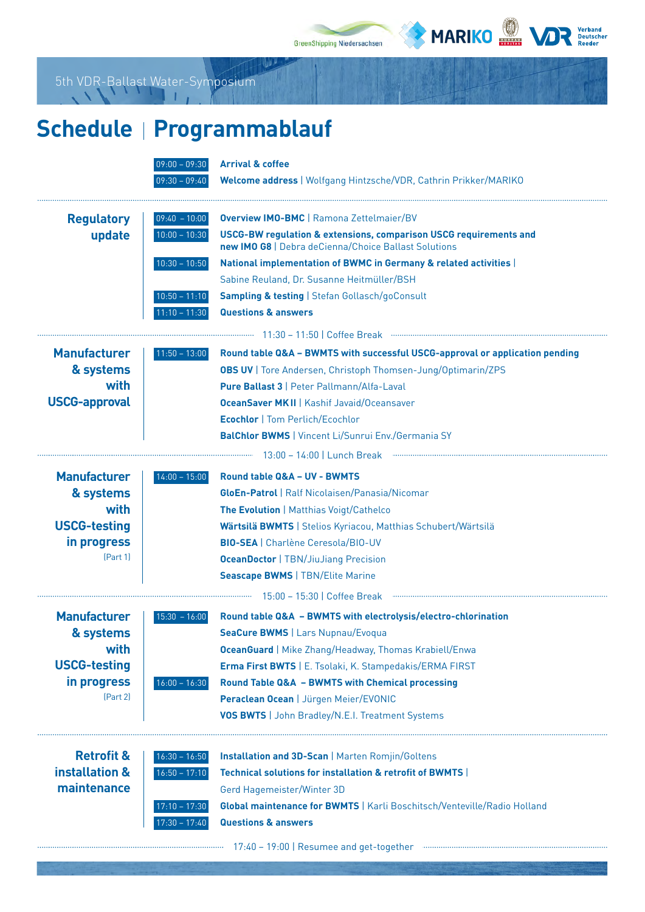GreenShipping Niedersachsen MARIKO VDR Verband Deutscher Reeder

5th VDR-Ballast Water-Symposium

# Schedule | Programmablauf

| | | |
|---|---|---|
| | 09:00 – 09:30 | **Arrival & coffee** |
| | 09:30 – 09:40 | **Welcome address** \| Wolfgang Hintzsche/VDR, Cathrin Prikker/MARIKO |
| **Regulatory update** | 09:40 – 10:00 | **Overview IMO-BMC** \| Ramona Zettelmaier/BV |
| | 10:00 – 10:30 | **USCG-BW regulation & extensions, comparison USCG requirements and new IMO G8** \| Debra deCienna/Choice Ballast Solutions |
| | 10:30 – 10:50 | **National implementation of BWMC in Germany & related activities** \| Sabine Reuland, Dr. Susanne Heitmüller/BSH |
| | 10:50 – 11:10 | **Sampling & testing** \| Stefan Gollasch/goConsult |
| | 11:10 – 11:30 | **Questions & answers** |
| | | 11:30 – 11:50 \| Coffee Break |
| **Manufacturer & systems with USCG-approval** | 11:50 – 13:00 | **Round table Q&A – BWMTS with successful USCG-approval or application pending** |
| | | **OBS UV** \| Tore Andersen, Christoph Thomsen-Jung/Optimarin/ZPS |
| | | **Pure Ballast 3** \| Peter Pallmann/Alfa-Laval |
| | | **OceanSaver MK II** \| Kashif Javaid/Oceansaver |
| | | **Ecochlor** \| Tom Perlich/Ecochlor |
| | | **BalChlor BWMS** \| Vincent Li/Sunrui Env./Germania SY |
| | | 13:00 – 14:00 \| Lunch Break |
| **Manufacturer & systems with USCG-testing in progress** (Part 1) | 14:00 – 15:00 | **Round table Q&A – UV - BWMTS** |
| | | **GloEn-Patrol** \| Ralf Nicolaisen/Panasia/Nicomar |
| | | **The Evolution** \| Matthias Voigt/Cathelco |
| | | **Wärtsilä BWMTS** \| Stelios Kyriacou, Matthias Schubert/Wärtsilä |
| | | **BIO-SEA** \| Charlène Ceresola/BIO-UV |
| | | **OceanDoctor** \| TBN/JiuJiang Precision |
| | | **Seascape BWMS** \| TBN/Elite Marine |
| | | 15:00 – 15:30 \| Coffee Break |
| **Manufacturer & systems with USCG-testing in progress** (Part 2) | 15:30 – 16:00 | **Round table Q&A – BWMTS with electrolysis/electro-chlorination** |
| | | **SeaCure BWMS** \| Lars Nupnau/Evoqua |
| | | **OceanGuard** \| Mike Zhang/Headway, Thomas Krabiell/Enwa |
| | | **Erma First BWTS** \| E. Tsolaki, K. Stampedakis/ERMA FIRST |
| | 16:00 – 16:30 | **Round Table Q&A – BWMTS with Chemical processing** |
| | | **Peraclean Ocean** \| Jürgen Meier/EVONIC |
| | | **VOS BWTS** \| John Bradley/N.E.I. Treatment Systems |
| **Retrofit & installation & maintenance** | 16:30 – 16:50 | **Installation and 3D-Scan** \| Marten Romjin/Goltens |
| | 16:50 – 17:10 | **Technical solutions for installation & retrofit of BWMTS** \| Gerd Hagemeister/Winter 3D |
| | 17:10 – 17:30 | **Global maintenance for BWMTS** \| Karli Boschitsch/Venteville/Radio Holland |
| | 17:30 – 17:40 | **Questions & answers** |
| | | 17:40 – 19:00 \| Resumee and get-together |